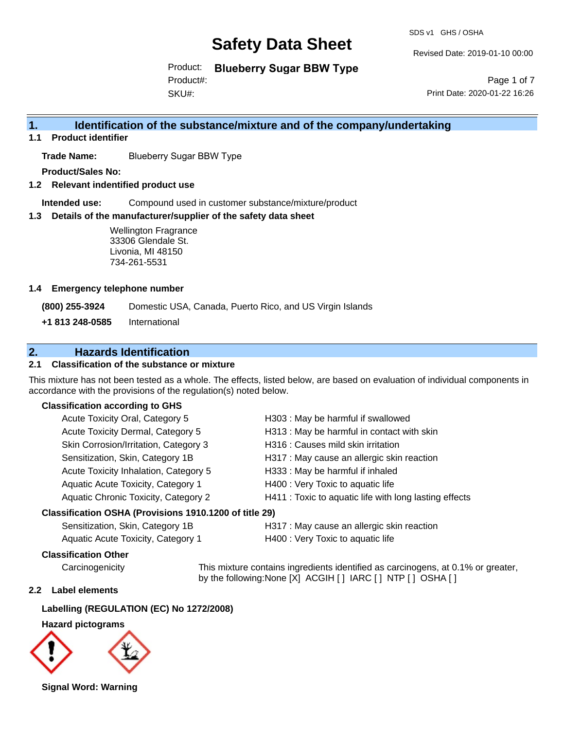# Safety Data Sheet

SDS v1 GHS / OSHA

Revised Date: 2019-01-10 00:00

Product: **Blueberry Sugar BBW Type**

Product#:

SKU#:

Print Date: 2020-01-22 16:26

## 1. Identification of the substance/mixture and of the company/undertaking

### 1.1 Product identifier

**Trade Name:** Blueberry Sugar BBW Type

**Product/Sales No:**

### 1.2 Relevant identified product use

**Intended use:** Compound used in customer substance/mixture/product

### 1.3 Details of the manufacturer/supplier of the safety data sheet

Wellington Fragrance
33306 Glendale St.
Livonia, MI 48150
734-261-5531

### 1.4 Emergency telephone number

**(800) 255-3924** Domestic USA, Canada, Puerto Rico, and US Virgin Islands

**+1 813 248-0585** International

## 2. Hazards Identification

### 2.1 Classification of the substance or mixture

This mixture has not been tested as a whole. The effects, listed below, are based on evaluation of individual components in accordance with the provisions of the regulation(s) noted below.

**Classification according to GHS**

| | |
|---|---|
| Acute Toxicity Oral, Category 5 | H303 : May be harmful if swallowed |
| Acute Toxicity Dermal, Category 5 | H313 : May be harmful in contact with skin |
| Skin Corrosion/Irritation, Category 3 | H316 : Causes mild skin irritation |
| Sensitization, Skin, Category 1B | H317 : May cause an allergic skin reaction |
| Acute Toxicity Inhalation, Category 5 | H333 : May be harmful if inhaled |
| Aquatic Acute Toxicity, Category 1 | H400 : Very Toxic to aquatic life |
| Aquatic Chronic Toxicity, Category 2 | H411 : Toxic to aquatic life with long lasting effects |

**Classification OSHA (Provisions 1910.1200 of title 29)**

| | |
|---|---|
| Sensitization, Skin, Category 1B | H317 : May cause an allergic skin reaction |
| Aquatic Acute Toxicity, Category 1 | H400 : Very Toxic to aquatic life |

**Classification Other**

Carcinogenicity — This mixture contains ingredients identified as carcinogens, at 0.1% or greater, by the following:None [X] ACGIH [ ] IARC [ ] NTP [ ] OSHA [ ]

### 2.2 Label elements

**Labelling (REGULATION (EC) No 1272/2008)**

**Hazard pictograms**

**Signal Word: Warning**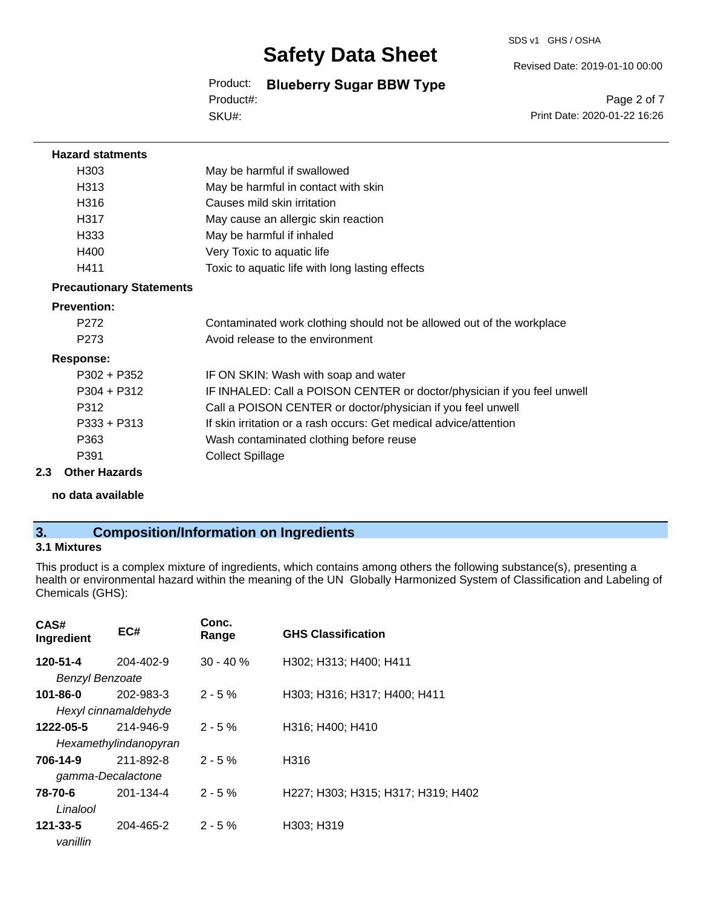**Hazard statments**

| | |
|---|---|
| H303 | May be harmful if swallowed |
| H313 | May be harmful in contact with skin |
| H316 | Causes mild skin irritation |
| H317 | May cause an allergic skin reaction |
| H333 | May be harmful if inhaled |
| H400 | Very Toxic to aquatic life |
| H411 | Toxic to aquatic life with long lasting effects |

**Precautionary Statements**

**Prevention:**

| | |
|---|---|
| P272 | Contaminated work clothing should not be allowed out of the workplace |
| P273 | Avoid release to the environment |

**Response:**

| | |
|---|---|
| P302 + P352 | IF ON SKIN: Wash with soap and water |
| P304 + P312 | IF INHALED: Call a POISON CENTER or doctor/physician if you feel unwell |
| P312 | Call a POISON CENTER or doctor/physician if you feel unwell |
| P333 + P313 | If skin irritation or a rash occurs: Get medical advice/attention |
| P363 | Wash contaminated clothing before reuse |
| P391 | Collect Spillage |

### 2.3 Other Hazards

**no data available**

## 3. Composition/Information on Ingredients

### 3.1 Mixtures

This product is a complex mixture of ingredients, which contains among others the following substance(s), presenting a health or environmental hazard within the meaning of the UN Globally Harmonized System of Classification and Labeling of Chemicals (GHS):

| CAS# Ingredient | EC# | Conc. Range | GHS Classification |
|---|---|---|---|
| **120-51-4** *Benzyl Benzoate* | 204-402-9 | 30 - 40 % | H302; H313; H400; H411 |
| **101-86-0** *Hexyl cinnamaldehyde* | 202-983-3 | 2 - 5 % | H303; H316; H317; H400; H411 |
| **1222-05-5** *Hexamethylindanopyran* | 214-946-9 | 2 - 5 % | H316; H400; H410 |
| **706-14-9** *gamma-Decalactone* | 211-892-8 | 2 - 5 % | H316 |
| **78-70-6** *Linalool* | 201-134-4 | 2 - 5 % | H227; H303; H315; H317; H319; H402 |
| **121-33-5** *vanillin* | 204-465-2 | 2 - 5 % | H303; H319 |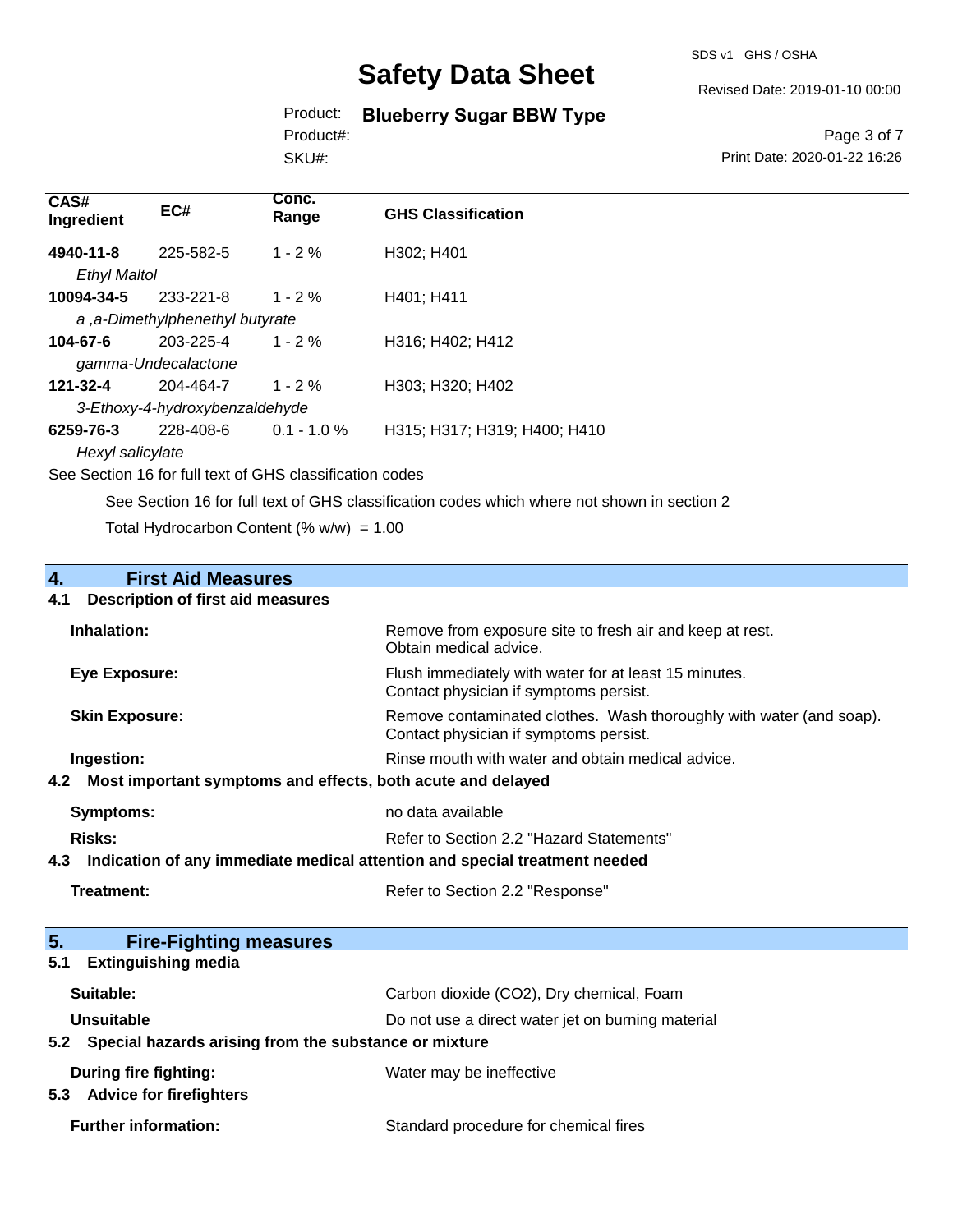| CAS# Ingredient | EC# | Conc. Range | GHS Classification |
|---|---|---|---|
| **4940-11-8** | 225-582-5 | 1 - 2 % | H302; H401 |
| *Ethyl Maltol* | | | |
| **10094-34-5** | 233-221-8 | 1 - 2 % | H401; H411 |
| *a ,a-Dimethylphenethyl butyrate* | | | |
| **104-67-6** | 203-225-4 | 1 - 2 % | H316; H402; H412 |
| *gamma-Undecalactone* | | | |
| **121-32-4** | 204-464-7 | 1 - 2 % | H303; H320; H402 |
| *3-Ethoxy-4-hydroxybenzaldehyde* | | | |
| **6259-76-3** | 228-408-6 | 0.1 - 1.0 % | H315; H317; H319; H400; H410 |
| *Hexyl salicylate* | | | |

See Section 16 for full text of GHS classification codes

See Section 16 for full text of GHS classification codes which where not shown in section 2

Total Hydrocarbon Content (% w/w) = 1.00

## 4. First Aid Measures

### 4.1 Description of first aid measures

**Inhalation:** Remove from exposure site to fresh air and keep at rest. Obtain medical advice.

**Eye Exposure:** Flush immediately with water for at least 15 minutes. Contact physician if symptoms persist.

**Skin Exposure:** Remove contaminated clothes. Wash thoroughly with water (and soap). Contact physician if symptoms persist.

**Ingestion:** Rinse mouth with water and obtain medical advice.

### 4.2 Most important symptoms and effects, both acute and delayed

**Symptoms:** no data available

**Risks:** Refer to Section 2.2 "Hazard Statements"

### 4.3 Indication of any immediate medical attention and special treatment needed

**Treatment:** Refer to Section 2.2 "Response"

## 5. Fire-Fighting measures

### 5.1 Extinguishing media

**Suitable:** Carbon dioxide ($CO_2$), Dry chemical, Foam

**Unsuitable** Do not use a direct water jet on burning material

### 5.2 Special hazards arising from the substance or mixture

**During fire fighting:** Water may be ineffective

### 5.3 Advice for firefighters

**Further information:** Standard procedure for chemical fires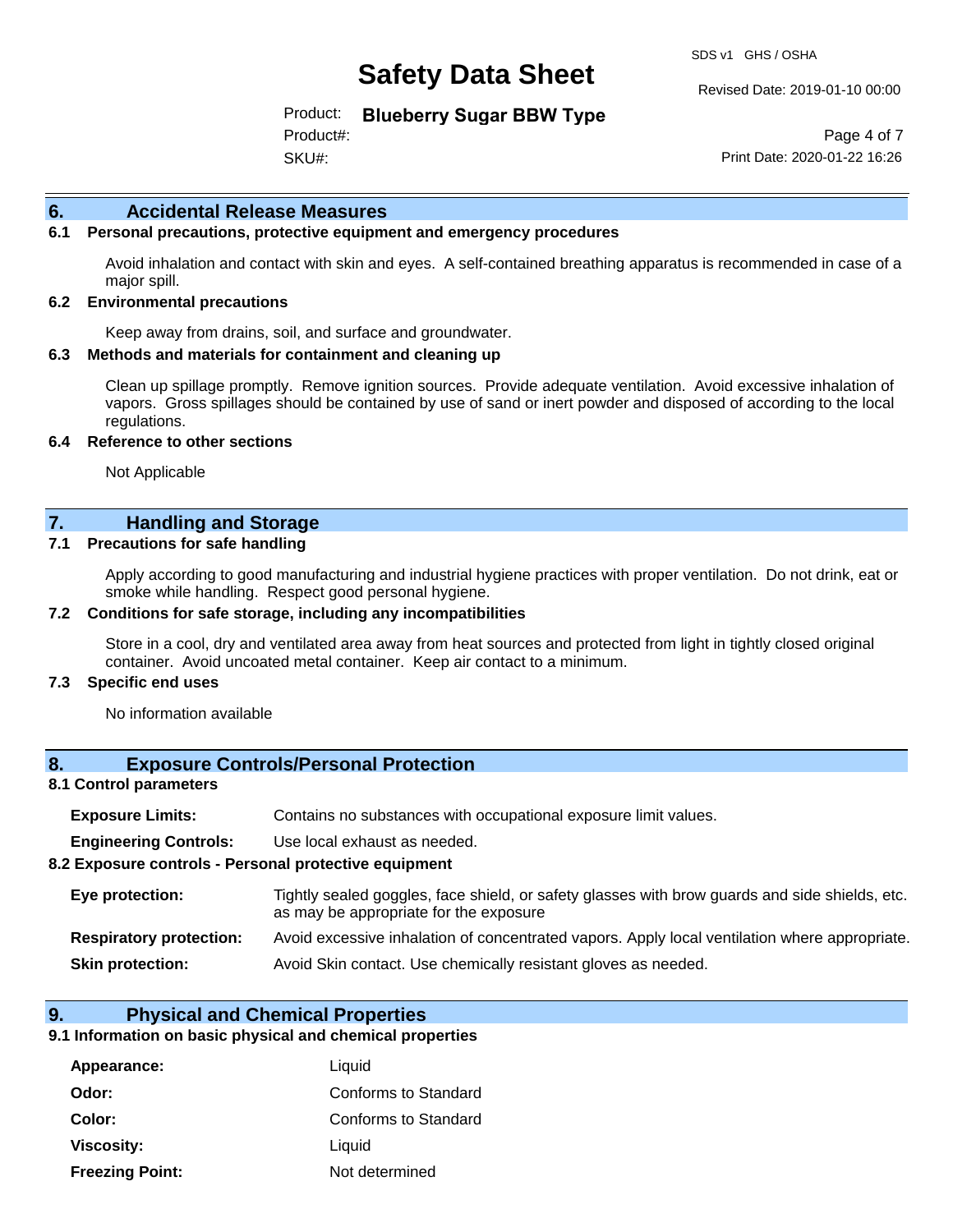## 6. Accidental Release Measures

### 6.1 Personal precautions, protective equipment and emergency procedures

Avoid inhalation and contact with skin and eyes. A self-contained breathing apparatus is recommended in case of a major spill.

### 6.2 Environmental precautions

Keep away from drains, soil, and surface and groundwater.

### 6.3 Methods and materials for containment and cleaning up

Clean up spillage promptly. Remove ignition sources. Provide adequate ventilation. Avoid excessive inhalation of vapors. Gross spillages should be contained by use of sand or inert powder and disposed of according to the local regulations.

### 6.4 Reference to other sections

Not Applicable

## 7. Handling and Storage

### 7.1 Precautions for safe handling

Apply according to good manufacturing and industrial hygiene practices with proper ventilation. Do not drink, eat or smoke while handling. Respect good personal hygiene.

### 7.2 Conditions for safe storage, including any incompatibilities

Store in a cool, dry and ventilated area away from heat sources and protected from light in tightly closed original container. Avoid uncoated metal container. Keep air contact to a minimum.

### 7.3 Specific end uses

No information available

## 8. Exposure Controls/Personal Protection

### 8.1 Control parameters

**Exposure Limits:** Contains no substances with occupational exposure limit values.

**Engineering Controls:** Use local exhaust as needed.

### 8.2 Exposure controls - Personal protective equipment

**Eye protection:** Tightly sealed goggles, face shield, or safety glasses with brow guards and side shields, etc. as may be appropriate for the exposure

**Respiratory protection:** Avoid excessive inhalation of concentrated vapors. Apply local ventilation where appropriate.

**Skin protection:** Avoid Skin contact. Use chemically resistant gloves as needed.

## 9. Physical and Chemical Properties

### 9.1 Information on basic physical and chemical properties

**Appearance:** Liquid

**Odor:** Conforms to Standard

**Color:** Conforms to Standard

**Viscosity:** Liquid

**Freezing Point:** Not determined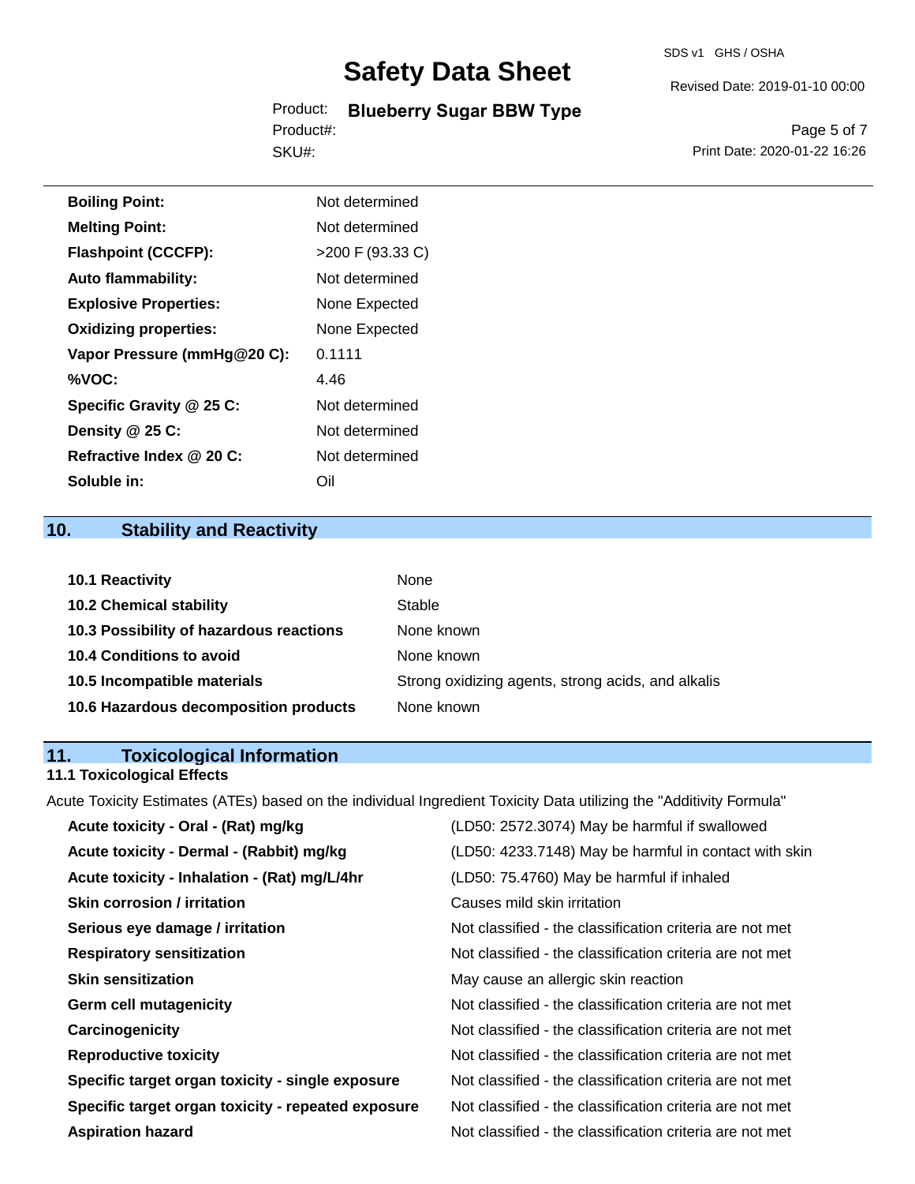| | |
|---|---|
| **Boiling Point:** | Not determined |
| **Melting Point:** | Not determined |
| **Flashpoint (CCCFP):** | >200 F (93.33 C) |
| **Auto flammability:** | Not determined |
| **Explosive Properties:** | None Expected |
| **Oxidizing properties:** | None Expected |
| **Vapor Pressure (mmHg@20 C):** | 0.1111 |
| **%VOC:** | 4.46 |
| **Specific Gravity @ 25 C:** | Not determined |
| **Density @ 25 C:** | Not determined |
| **Refractive Index @ 20 C:** | Not determined |
| **Soluble in:** | Oil |

## 10. Stability and Reactivity

| | |
|---|---|
| **10.1 Reactivity** | None |
| **10.2 Chemical stability** | Stable |
| **10.3 Possibility of hazardous reactions** | None known |
| **10.4 Conditions to avoid** | None known |
| **10.5 Incompatible materials** | Strong oxidizing agents, strong acids, and alkalis |
| **10.6 Hazardous decomposition products** | None known |

## 11. Toxicological Information

### 11.1 Toxicological Effects

Acute Toxicity Estimates (ATEs) based on the individual Ingredient Toxicity Data utilizing the "Additivity Formula"

| | |
|---|---|
| **Acute toxicity - Oral - (Rat) mg/kg** | (LD50: 2572.3074) May be harmful if swallowed |
| **Acute toxicity - Dermal - (Rabbit) mg/kg** | (LD50: 4233.7148) May be harmful in contact with skin |
| **Acute toxicity - Inhalation - (Rat) mg/L/4hr** | (LD50: 75.4760) May be harmful if inhaled |
| **Skin corrosion / irritation** | Causes mild skin irritation |
| **Serious eye damage / irritation** | Not classified - the classification criteria are not met |
| **Respiratory sensitization** | Not classified - the classification criteria are not met |
| **Skin sensitization** | May cause an allergic skin reaction |
| **Germ cell mutagenicity** | Not classified - the classification criteria are not met |
| **Carcinogenicity** | Not classified - the classification criteria are not met |
| **Reproductive toxicity** | Not classified - the classification criteria are not met |
| **Specific target organ toxicity - single exposure** | Not classified - the classification criteria are not met |
| **Specific target organ toxicity - repeated exposure** | Not classified - the classification criteria are not met |
| **Aspiration hazard** | Not classified - the classification criteria are not met |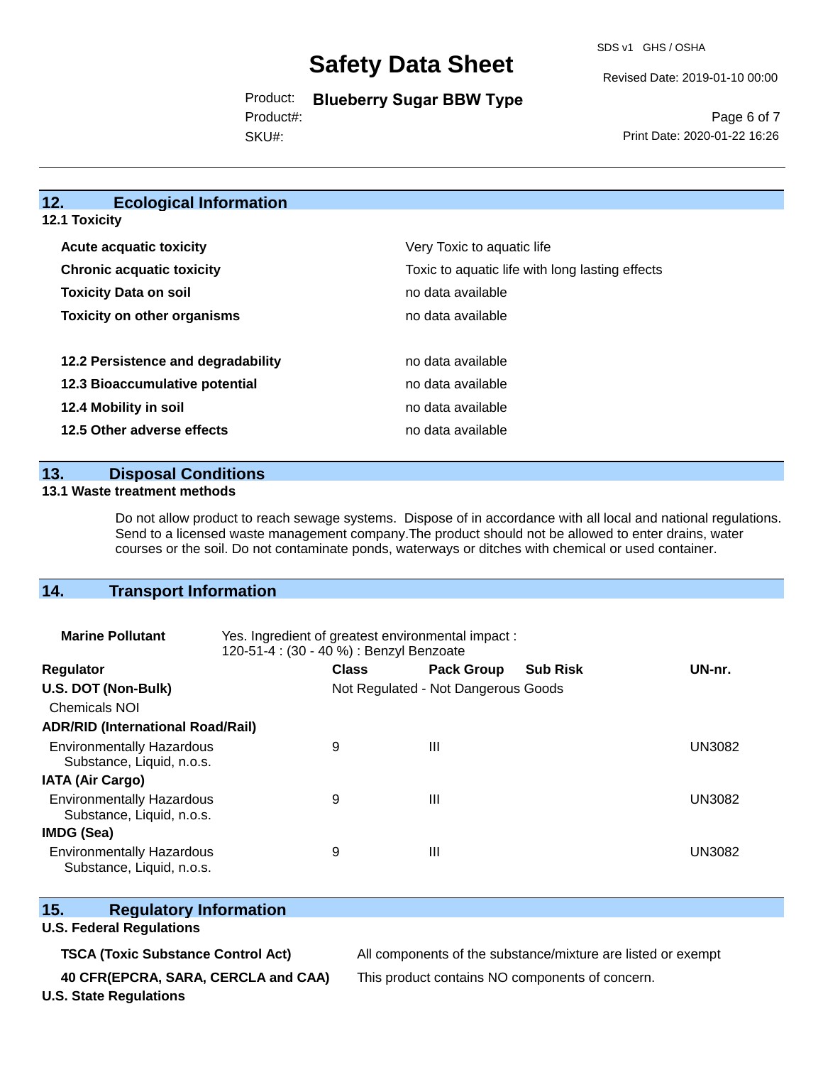## 12. Ecological Information

### 12.1 Toxicity

| | |
|---|---|
| **Acute acquatic toxicity** | Very Toxic to aquatic life |
| **Chronic acquatic toxicity** | Toxic to aquatic life with long lasting effects |
| **Toxicity Data on soil** | no data available |
| **Toxicity on other organisms** | no data available |
| | |
| **12.2 Persistence and degradability** | no data available |
| **12.3 Bioaccumulative potential** | no data available |
| **12.4 Mobility in soil** | no data available |
| **12.5 Other adverse effects** | no data available |

## 13. Disposal Conditions

### 13.1 Waste treatment methods

Do not allow product to reach sewage systems. Dispose of in accordance with all local and national regulations. Send to a licensed waste management company.The product should not be allowed to enter drains, water courses or the soil. Do not contaminate ponds, waterways or ditches with chemical or used container.

## 14. Transport Information

**Marine Pollutant** Yes. Ingredient of greatest environmental impact : 120-51-4 : (30 - 40 %) : Benzyl Benzoate

| Regulator | Class | Pack Group | Sub Risk | UN-nr. |
|---|---|---|---|---|
| **U.S. DOT (Non-Bulk)** | Not Regulated - Not Dangerous Goods | | | |
| Chemicals NOI | | | | |
| **ADR/RID (International Road/Rail)** | | | | |
| Environmentally Hazardous Substance, Liquid, n.o.s. | 9 | III | | UN3082 |
| **IATA (Air Cargo)** | | | | |
| Environmentally Hazardous Substance, Liquid, n.o.s. | 9 | III | | UN3082 |
| **IMDG (Sea)** | | | | |
| Environmentally Hazardous Substance, Liquid, n.o.s. | 9 | III | | UN3082 |

## 15. Regulatory Information

### U.S. Federal Regulations

| | |
|---|---|
| **TSCA (Toxic Substance Control Act)** | All components of the substance/mixture are listed or exempt |
| **40 CFR(EPCRA, SARA, CERCLA and CAA)** | This product contains NO components of concern. |

### U.S. State Regulations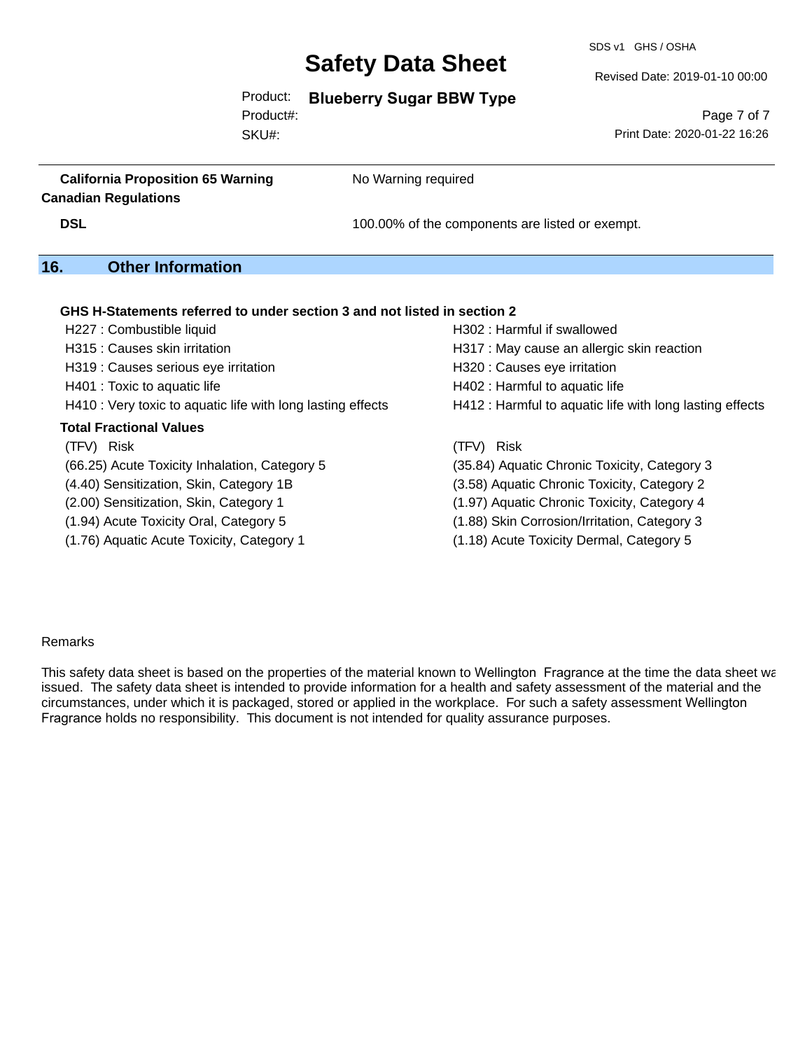**California Proposition 65 Warning** No Warning required

**Canadian Regulations**

**DSL** 100.00% of the components are listed or exempt.

## 16. Other Information

**GHS H-Statements referred to under section 3 and not listed in section 2**

H227 : Combustible liquid
H302 : Harmful if swallowed
H315 : Causes skin irritation
H317 : May cause an allergic skin reaction
H319 : Causes serious eye irritation
H320 : Causes eye irritation
H401 : Toxic to aquatic life
H402 : Harmful to aquatic life
H410 : Very toxic to aquatic life with long lasting effects
H412 : Harmful to aquatic life with long lasting effects

**Total Fractional Values**

| (TFV) Risk | (TFV) Risk |
| --- | --- |
| (66.25) Acute Toxicity Inhalation, Category 5 | (35.84) Aquatic Chronic Toxicity, Category 3 |
| (4.40) Sensitization, Skin, Category 1B | (3.58) Aquatic Chronic Toxicity, Category 2 |
| (2.00) Sensitization, Skin, Category 1 | (1.97) Aquatic Chronic Toxicity, Category 4 |
| (1.94) Acute Toxicity Oral, Category 5 | (1.88) Skin Corrosion/Irritation, Category 3 |
| (1.76) Aquatic Acute Toxicity, Category 1 | (1.18) Acute Toxicity Dermal, Category 5 |

Remarks

This safety data sheet is based on the properties of the material known to Wellington Fragrance at the time the data sheet wa issued. The safety data sheet is intended to provide information for a health and safety assessment of the material and the circumstances, under which it is packaged, stored or applied in the workplace. For such a safety assessment Wellington Fragrance holds no responsibility. This document is not intended for quality assurance purposes.